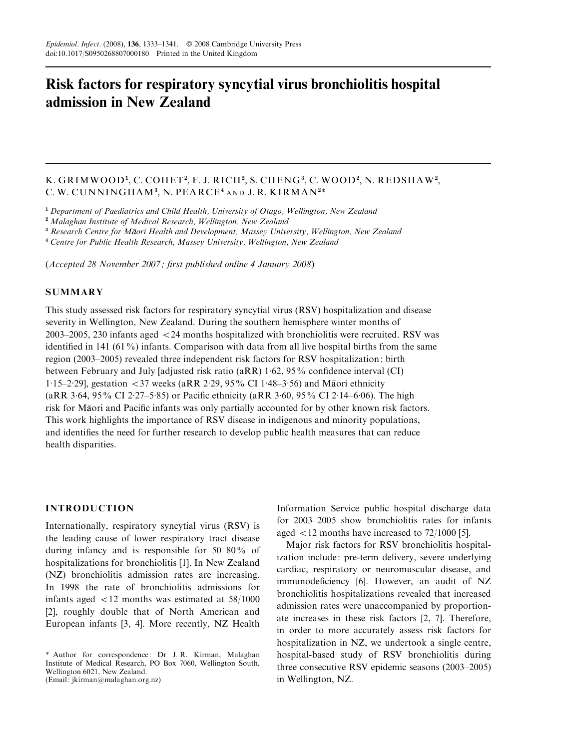# Risk factors for respiratory syncytial virus bronchiolitis hospital admission in New Zealand

K. GRIMWOOD[1], C. COHET[2], F. J. RICH[2], S. CHENG[3], C. WOOD[2], N. REDSHAW[2], C. W. CUNNINGHAM[3], N. PEARCE[4] AND J. R. KIRMAN[2]*

[1] *Department of Paediatrics and Child Health, University of Otago, Wellington, New Zealand*
[2] *Malaghan Institute of Medical Research, Wellington, New Zealand*
[3] *Research Centre for Māori Health and Development, Massey University, Wellington, New Zealand*
[4] *Centre for Public Health Research, Massey University, Wellington, New Zealand*

(*Accepted 28 November 2007; first published online 4 January 2008*)

## SUMMARY

This study assessed risk factors for respiratory syncytial virus (RSV) hospitalization and disease severity in Wellington, New Zealand. During the southern hemisphere winter months of 2003–2005, 230 infants aged <24 months hospitalized with bronchiolitis were recruited. RSV was identified in 141 (61%) infants. Comparison with data from all live hospital births from the same region (2003–2005) revealed three independent risk factors for RSV hospitalization: birth between February and July [adjusted risk ratio (aRR) 1·62, 95% confidence interval (CI) 1·15–2·29], gestation <37 weeks (aRR 2·29, 95% CI 1·48–3·56) and Māori ethnicity (aRR 3·64, 95% CI 2·27–5·85) or Pacific ethnicity (aRR 3·60, 95% CI 2·14–6·06). The high risk for Māori and Pacific infants was only partially accounted for by other known risk factors. This work highlights the importance of RSV disease in indigenous and minority populations, and identifies the need for further research to develop public health measures that can reduce health disparities.

## INTRODUCTION

Internationally, respiratory syncytial virus (RSV) is the leading cause of lower respiratory tract disease during infancy and is responsible for 50–80% of hospitalizations for bronchiolitis [1]. In New Zealand (NZ) bronchiolitis admission rates are increasing. In 1998 the rate of bronchiolitis admissions for infants aged <12 months was estimated at 58/1000 [2], roughly double that of North American and European infants [3, 4]. More recently, NZ Health Information Service public hospital discharge data for 2003–2005 show bronchiolitis rates for infants aged <12 months have increased to 72/1000 [5].

Major risk factors for RSV bronchiolitis hospitalization include: pre-term delivery, severe underlying cardiac, respiratory or neuromuscular disease, and immunodeficiency [6]. However, an audit of NZ bronchiolitis hospitalizations revealed that increased admission rates were unaccompanied by proportionate increases in these risk factors [2, 7]. Therefore, in order to more accurately assess risk factors for hospitalization in NZ, we undertook a single centre, hospital-based study of RSV bronchiolitis during three consecutive RSV epidemic seasons (2003–2005) in Wellington, NZ.

\* Author for correspondence: Dr J. R. Kirman, Malaghan Institute of Medical Research, PO Box 7060, Wellington South, Wellington 6021, New Zealand.
(Email: jkirman@malaghan.org.nz)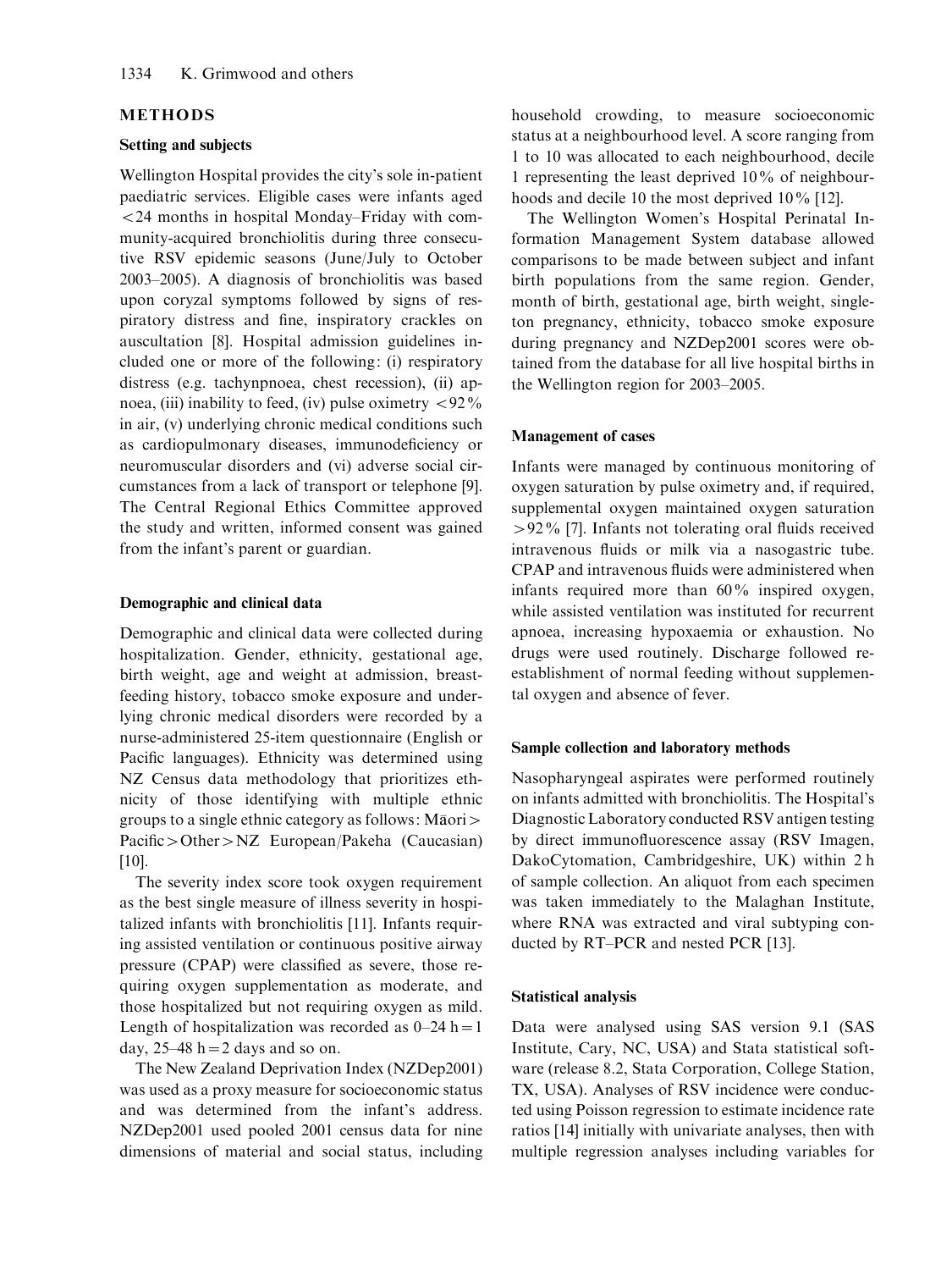## METHODS

### Setting and subjects

Wellington Hospital provides the city's sole in-patient paediatric services. Eligible cases were infants aged $<24$ months in hospital Monday–Friday with community-acquired bronchiolitis during three consecutive RSV epidemic seasons (June/July to October 2003–2005). A diagnosis of bronchiolitis was based upon coryzal symptoms followed by signs of respiratory distress and fine, inspiratory crackles on auscultation [8]. Hospital admission guidelines included one or more of the following: (i) respiratory distress (e.g. tachynpnoea, chest recession), (ii) apnoea, (iii) inability to feed, (iv) pulse oximetry $<92\%$ in air, (v) underlying chronic medical conditions such as cardiopulmonary diseases, immunodeficiency or neuromuscular disorders and (vi) adverse social circumstances from a lack of transport or telephone [9]. The Central Regional Ethics Committee approved the study and written, informed consent was gained from the infant's parent or guardian.

### Demographic and clinical data

Demographic and clinical data were collected during hospitalization. Gender, ethnicity, gestational age, birth weight, age and weight at admission, breastfeeding history, tobacco smoke exposure and underlying chronic medical disorders were recorded by a nurse-administered 25-item questionnaire (English or Pacific languages). Ethnicity was determined using NZ Census data methodology that prioritizes ethnicity of those identifying with multiple ethnic groups to a single ethnic category as follows: Māori > Pacific > Other > NZ European/Pakeha (Caucasian) [10].

The severity index score took oxygen requirement as the best single measure of illness severity in hospitalized infants with bronchiolitis [11]. Infants requiring assisted ventilation or continuous positive airway pressure (CPAP) were classified as severe, those requiring oxygen supplementation as moderate, and those hospitalized but not requiring oxygen as mild. Length of hospitalization was recorded as 0–24 h = 1 day, 25–48 h = 2 days and so on.

The New Zealand Deprivation Index (NZDep2001) was used as a proxy measure for socioeconomic status and was determined from the infant's address. NZDep2001 used pooled 2001 census data for nine dimensions of material and social status, including household crowding, to measure socioeconomic status at a neighbourhood level. A score ranging from 1 to 10 was allocated to each neighbourhood, decile 1 representing the least deprived 10% of neighbourhoods and decile 10 the most deprived 10% [12].

The Wellington Women's Hospital Perinatal Information Management System database allowed comparisons to be made between subject and infant birth populations from the same region. Gender, month of birth, gestational age, birth weight, singleton pregnancy, ethnicity, tobacco smoke exposure during pregnancy and NZDep2001 scores were obtained from the database for all live hospital births in the Wellington region for 2003–2005.

### Management of cases

Infants were managed by continuous monitoring of oxygen saturation by pulse oximetry and, if required, supplemental oxygen maintained oxygen saturation $>92\%$ [7]. Infants not tolerating oral fluids received intravenous fluids or milk via a nasogastric tube. CPAP and intravenous fluids were administered when infants required more than 60% inspired oxygen, while assisted ventilation was instituted for recurrent apnoea, increasing hypoxaemia or exhaustion. No drugs were used routinely. Discharge followed re-establishment of normal feeding without supplemental oxygen and absence of fever.

### Sample collection and laboratory methods

Nasopharyngeal aspirates were performed routinely on infants admitted with bronchiolitis. The Hospital's Diagnostic Laboratory conducted RSV antigen testing by direct immunofluorescence assay (RSV Imagen, DakoCytomation, Cambridgeshire, UK) within 2 h of sample collection. An aliquot from each specimen was taken immediately to the Malaghan Institute, where RNA was extracted and viral subtyping conducted by RT–PCR and nested PCR [13].

### Statistical analysis

Data were analysed using SAS version 9.1 (SAS Institute, Cary, NC, USA) and Stata statistical software (release 8.2, Stata Corporation, College Station, TX, USA). Analyses of RSV incidence were conducted using Poisson regression to estimate incidence rate ratios [14] initially with univariate analyses, then with multiple regression analyses including variables for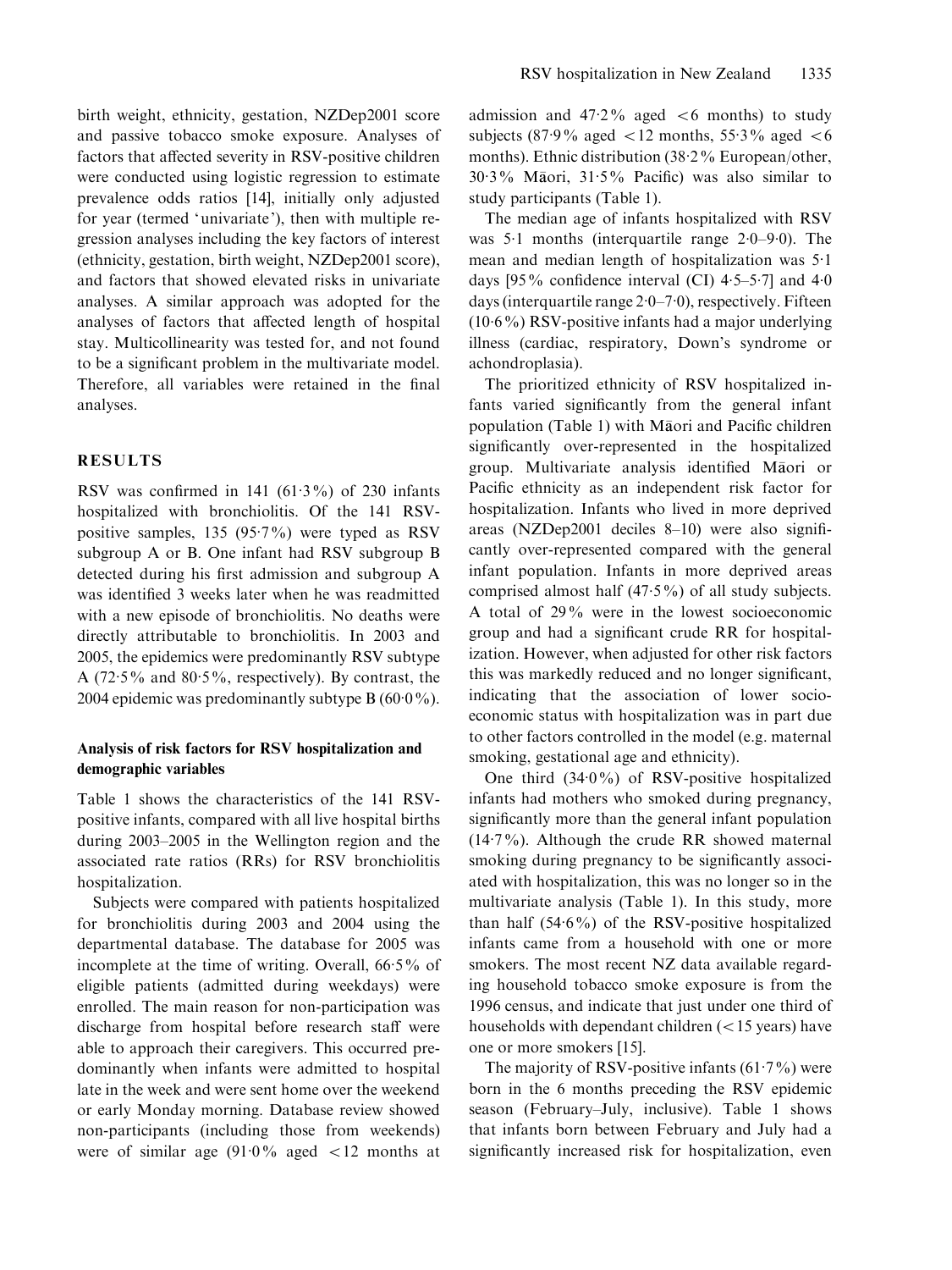birth weight, ethnicity, gestation, NZDep2001 score and passive tobacco smoke exposure. Analyses of factors that affected severity in RSV-positive children were conducted using logistic regression to estimate prevalence odds ratios [14], initially only adjusted for year (termed 'univariate'), then with multiple regression analyses including the key factors of interest (ethnicity, gestation, birth weight, NZDep2001 score), and factors that showed elevated risks in univariate analyses. A similar approach was adopted for the analyses of factors that affected length of hospital stay. Multicollinearity was tested for, and not found to be a significant problem in the multivariate model. Therefore, all variables were retained in the final analyses.

## RESULTS

RSV was confirmed in 141 (61·3%) of 230 infants hospitalized with bronchiolitis. Of the 141 RSV-positive samples, 135 (95·7%) were typed as RSV subgroup A or B. One infant had RSV subgroup B detected during his first admission and subgroup A was identified 3 weeks later when he was readmitted with a new episode of bronchiolitis. No deaths were directly attributable to bronchiolitis. In 2003 and 2005, the epidemics were predominantly RSV subtype A (72·5% and 80·5%, respectively). By contrast, the 2004 epidemic was predominantly subtype B (60·0%).

### Analysis of risk factors for RSV hospitalization and demographic variables

Table 1 shows the characteristics of the 141 RSV-positive infants, compared with all live hospital births during 2003–2005 in the Wellington region and the associated rate ratios (RRs) for RSV bronchiolitis hospitalization.

Subjects were compared with patients hospitalized for bronchiolitis during 2003 and 2004 using the departmental database. The database for 2005 was incomplete at the time of writing. Overall, 66·5% of eligible patients (admitted during weekdays) were enrolled. The main reason for non-participation was discharge from hospital before research staff were able to approach their caregivers. This occurred predominantly when infants were admitted to hospital late in the week and were sent home over the weekend or early Monday morning. Database review showed non-participants (including those from weekends) were of similar age (91·0% aged <12 months at admission and 47·2% aged <6 months) to study subjects (87·9% aged <12 months, 55·3% aged <6 months). Ethnic distribution (38·2% European/other, 30·3% Māori, 31·5% Pacific) was also similar to study participants (Table 1).

The median age of infants hospitalized with RSV was 5·1 months (interquartile range 2·0–9·0). The mean and median length of hospitalization was 5·1 days [95% confidence interval (CI) 4·5–5·7] and 4·0 days (interquartile range 2·0–7·0), respectively. Fifteen (10·6%) RSV-positive infants had a major underlying illness (cardiac, respiratory, Down's syndrome or achondroplasia).

The prioritized ethnicity of RSV hospitalized infants varied significantly from the general infant population (Table 1) with Māori and Pacific children significantly over-represented in the hospitalized group. Multivariate analysis identified Māori or Pacific ethnicity as an independent risk factor for hospitalization. Infants who lived in more deprived areas (NZDep2001 deciles 8–10) were also significantly over-represented compared with the general infant population. Infants in more deprived areas comprised almost half (47·5%) of all study subjects. A total of 29% were in the lowest socioeconomic group and had a significant crude RR for hospitalization. However, when adjusted for other risk factors this was markedly reduced and no longer significant, indicating that the association of lower socioeconomic status with hospitalization was in part due to other factors controlled in the model (e.g. maternal smoking, gestational age and ethnicity).

One third (34·0%) of RSV-positive hospitalized infants had mothers who smoked during pregnancy, significantly more than the general infant population (14·7%). Although the crude RR showed maternal smoking during pregnancy to be significantly associated with hospitalization, this was no longer so in the multivariate analysis (Table 1). In this study, more than half (54·6%) of the RSV-positive hospitalized infants came from a household with one or more smokers. The most recent NZ data available regarding household tobacco smoke exposure is from the 1996 census, and indicate that just under one third of households with dependant children (<15 years) have one or more smokers [15].

The majority of RSV-positive infants (61·7%) were born in the 6 months preceding the RSV epidemic season (February–July, inclusive). Table 1 shows that infants born between February and July had a significantly increased risk for hospitalization, even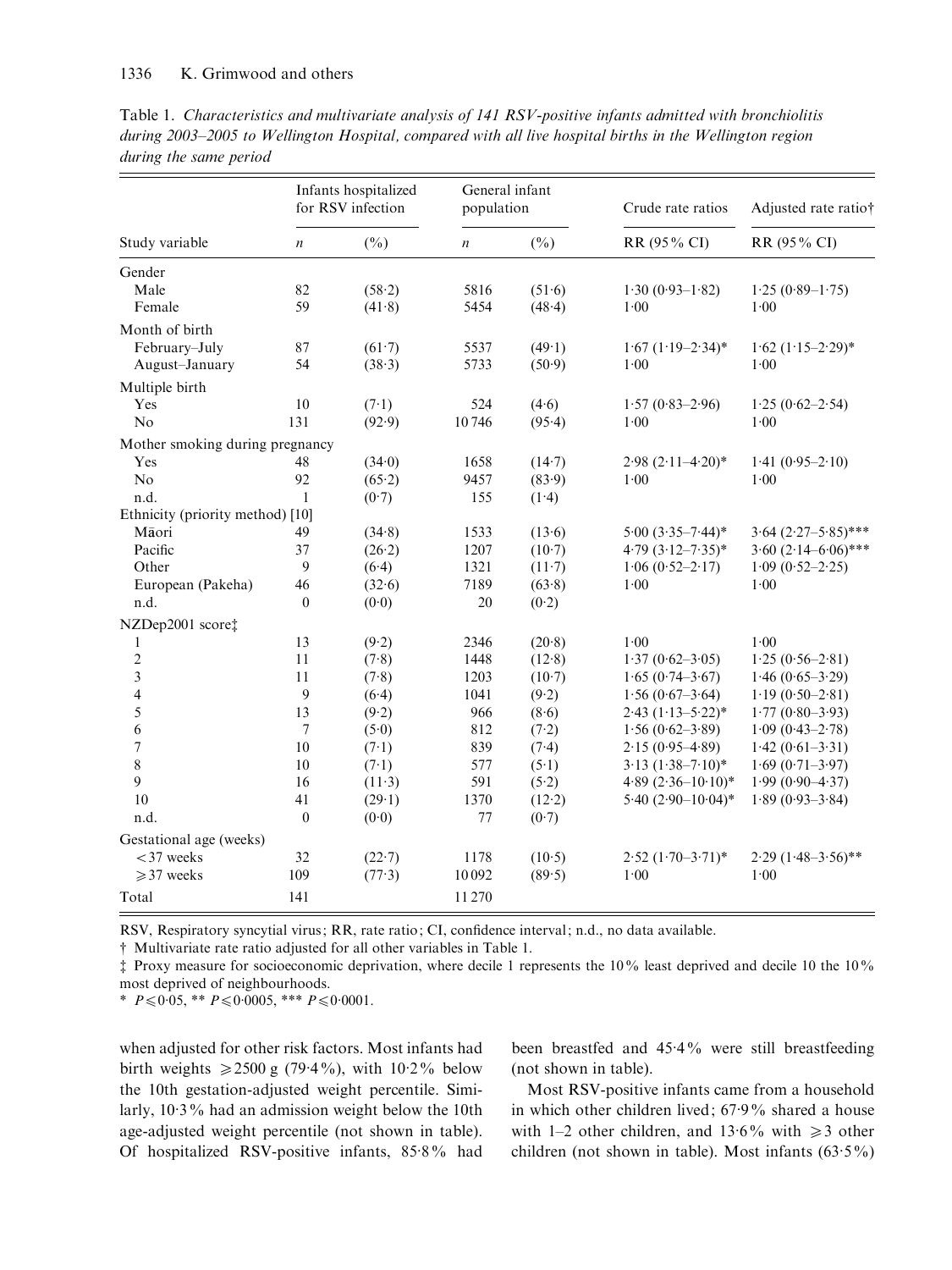Table 1. *Characteristics and multivariate analysis of 141 RSV-positive infants admitted with bronchiolitis during 2003–2005 to Wellington Hospital, compared with all live hospital births in the Wellington region during the same period*

| | Infants hospitalized for RSV infection | | General infant population | | Crude rate ratios | Adjusted rate ratio† |
|---|---|---|---|---|---|---|
| Study variable | *n* | (%) | *n* | (%) | RR (95% CI) | RR (95% CI) |
| **Gender** | | | | | | |
| Male | 82 | (58·2) | 5816 | (51·6) | 1·30 (0·93–1·82) | 1·25 (0·89–1·75) |
| Female | 59 | (41·8) | 5454 | (48·4) | 1·00 | 1·00 |
| **Month of birth** | | | | | | |
| February–July | 87 | (61·7) | 5537 | (49·1) | 1·67 (1·19–2·34)* | 1·62 (1·15–2·29)* |
| August–January | 54 | (38·3) | 5733 | (50·9) | 1·00 | 1·00 |
| **Multiple birth** | | | | | | |
| Yes | 10 | (7·1) | 524 | (4·6) | 1·57 (0·83–2·96) | 1·25 (0·62–2·54) |
| No | 131 | (92·9) | 10 746 | (95·4) | 1·00 | 1·00 |
| **Mother smoking during pregnancy** | | | | | | |
| Yes | 48 | (34·0) | 1658 | (14·7) | 2·98 (2·11–4·20)* | 1·41 (0·95–2·10) |
| No | 92 | (65·2) | 9457 | (83·9) | 1·00 | 1·00 |
| n.d. | 1 | (0·7) | 155 | (1·4) | | |
| **Ethnicity (priority method) [10]** | | | | | | |
| Māori | 49 | (34·8) | 1533 | (13·6) | 5·00 (3·35–7·44)* | 3·64 (2·27–5·85)*** |
| Pacific | 37 | (26·2) | 1207 | (10·7) | 4·79 (3·12–7·35)* | 3·60 (2·14–6·06)*** |
| Other | 9 | (6·4) | 1321 | (11·7) | 1·06 (0·52–2·17) | 1·09 (0·52–2·25) |
| European (Pakeha) | 46 | (32·6) | 7189 | (63·8) | 1·00 | 1·00 |
| n.d. | 0 | (0·0) | 20 | (0·2) | | |
| **NZDep2001 score‡** | | | | | | |
| 1 | 13 | (9·2) | 2346 | (20·8) | 1·00 | 1·00 |
| 2 | 11 | (7·8) | 1448 | (12·8) | 1·37 (0·62–3·05) | 1·25 (0·56–2·81) |
| 3 | 11 | (7·8) | 1203 | (10·7) | 1·65 (0·74–3·67) | 1·46 (0·65–3·29) |
| 4 | 9 | (6·4) | 1041 | (9·2) | 1·56 (0·67–3·64) | 1·19 (0·50–2·81) |
| 5 | 13 | (9·2) | 966 | (8·6) | 2·43 (1·13–5·22)* | 1·77 (0·80–3·93) |
| 6 | 7 | (5·0) | 812 | (7·2) | 1·56 (0·62–3·89) | 1·09 (0·43–2·78) |
| 7 | 10 | (7·1) | 839 | (7·4) | 2·15 (0·95–4·89) | 1·42 (0·61–3·31) |
| 8 | 10 | (7·1) | 577 | (5·1) | 3·13 (1·38–7·10)* | 1·69 (0·71–3·97) |
| 9 | 16 | (11·3) | 591 | (5·2) | 4·89 (2·36–10·10)* | 1·99 (0·90–4·37) |
| 10 | 41 | (29·1) | 1370 | (12·2) | 5·40 (2·90–10·04)* | 1·89 (0·93–3·84) |
| n.d. | 0 | (0·0) | 77 | (0·7) | | |
| **Gestational age (weeks)** | | | | | | |
| <37 weeks | 32 | (22·7) | 1178 | (10·5) | 2·52 (1·70–3·71)* | 2·29 (1·48–3·56)** |
| ⩾37 weeks | 109 | (77·3) | 10 092 | (89·5) | 1·00 | 1·00 |
| Total | 141 | | 11 270 | | | |

RSV, Respiratory syncytial virus; RR, rate ratio; CI, confidence interval; n.d., no data available.

† Multivariate rate ratio adjusted for all other variables in Table 1.

‡ Proxy measure for socioeconomic deprivation, where decile 1 represents the 10% least deprived and decile 10 the 10% most deprived of neighbourhoods.

* $P \leqslant 0{\cdot}05$, ** $P \leqslant 0{\cdot}0005$, *** $P \leqslant 0{\cdot}0001$.

when adjusted for other risk factors. Most infants had birth weights ⩾2500 g (79·4%), with 10·2% below the 10th gestation-adjusted weight percentile. Similarly, 10·3% had an admission weight below the 10th age-adjusted weight percentile (not shown in table). Of hospitalized RSV-positive infants, 85·8% had been breastfed and 45·4% were still breastfeeding (not shown in table).

Most RSV-positive infants came from a household in which other children lived; 67·9% shared a house with 1–2 other children, and 13·6% with ⩾3 other children (not shown in table). Most infants (63·5%)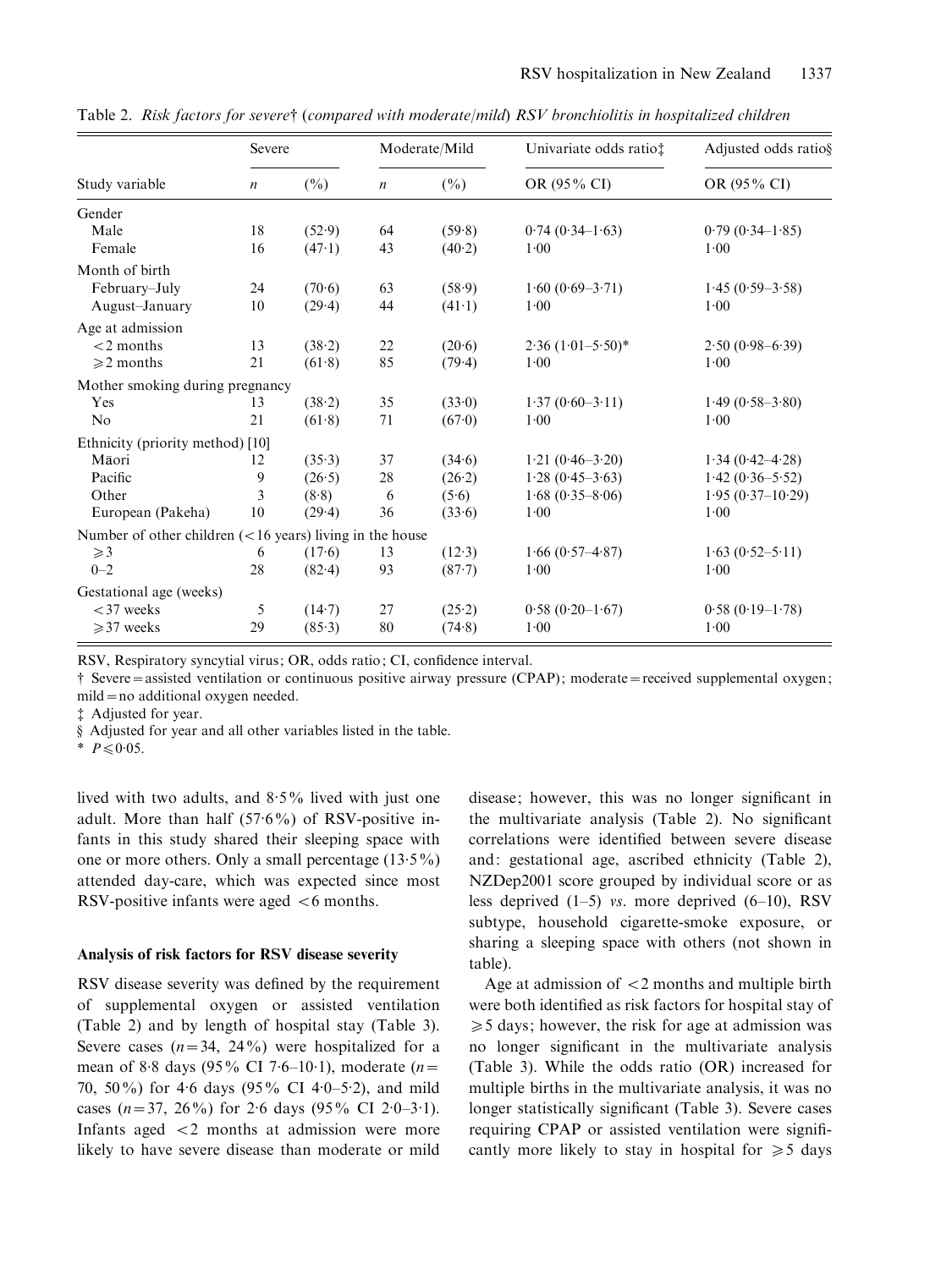Table 2. *Risk factors for severe*† (*compared with moderate/mild*) *RSV bronchiolitis in hospitalized children*

| Study variable | Severe | | Moderate/Mild | | Univariate odds ratio‡ | Adjusted odds ratio§ |
|---|---|---|---|---|---|---|
| | *n* | (%) | *n* | (%) | OR (95% CI) | OR (95% CI) |
| Gender | | | | | | |
| Male | 18 | (52·9) | 64 | (59·8) | 0·74 (0·34–1·63) | 0·79 (0·34–1·85) |
| Female | 16 | (47·1) | 43 | (40·2) | 1·00 | 1·00 |
| Month of birth | | | | | | |
| February–July | 24 | (70·6) | 63 | (58·9) | 1·60 (0·69–3·71) | 1·45 (0·59–3·58) |
| August–January | 10 | (29·4) | 44 | (41·1) | 1·00 | 1·00 |
| Age at admission | | | | | | |
| <2 months | 13 | (38·2) | 22 | (20·6) | 2·36 (1·01–5·50)* | 2·50 (0·98–6·39) |
| ⩾2 months | 21 | (61·8) | 85 | (79·4) | 1·00 | 1·00 |
| Mother smoking during pregnancy | | | | | | |
| Yes | 13 | (38·2) | 35 | (33·0) | 1·37 (0·60–3·11) | 1·49 (0·58–3·80) |
| No | 21 | (61·8) | 71 | (67·0) | 1·00 | 1·00 |
| Ethnicity (priority method) [10] | | | | | | |
| Māori | 12 | (35·3) | 37 | (34·6) | 1·21 (0·46–3·20) | 1·34 (0·42–4·28) |
| Pacific | 9 | (26·5) | 28 | (26·2) | 1·28 (0·45–3·63) | 1·42 (0·36–5·52) |
| Other | 3 | (8·8) | 6 | (5·6) | 1·68 (0·35–8·06) | 1·95 (0·37–10·29) |
| European (Pakeha) | 10 | (29·4) | 36 | (33·6) | 1·00 | 1·00 |
| Number of other children (<16 years) living in the house | | | | | | |
| ⩾3 | 6 | (17·6) | 13 | (12·3) | 1·66 (0·57–4·87) | 1·63 (0·52–5·11) |
| 0–2 | 28 | (82·4) | 93 | (87·7) | 1·00 | 1·00 |
| Gestational age (weeks) | | | | | | |
| <37 weeks | 5 | (14·7) | 27 | (25·2) | 0·58 (0·20–1·67) | 0·58 (0·19–1·78) |
| ⩾37 weeks | 29 | (85·3) | 80 | (74·8) | 1·00 | 1·00 |

RSV, Respiratory syncytial virus; OR, odds ratio; CI, confidence interval.

† Severe = assisted ventilation or continuous positive airway pressure (CPAP); moderate = received supplemental oxygen; mild = no additional oxygen needed.

‡ Adjusted for year.

§ Adjusted for year and all other variables listed in the table.

\* $P \leqslant 0.05$.

lived with two adults, and 8·5% lived with just one adult. More than half (57·6%) of RSV-positive infants in this study shared their sleeping space with one or more others. Only a small percentage (13·5%) attended day-care, which was expected since most RSV-positive infants were aged <6 months.

### Analysis of risk factors for RSV disease severity

RSV disease severity was defined by the requirement of supplemental oxygen or assisted ventilation (Table 2) and by length of hospital stay (Table 3). Severe cases ($n=34$, 24%) were hospitalized for a mean of 8·8 days (95% CI 7·6–10·1), moderate ($n=70$, 50%) for 4·6 days (95% CI 4·0–5·2), and mild cases ($n=37$, 26%) for 2·6 days (95% CI 2·0–3·1). Infants aged <2 months at admission were more likely to have severe disease than moderate or mild disease; however, this was no longer significant in the multivariate analysis (Table 2). No significant correlations were identified between severe disease and: gestational age, ascribed ethnicity (Table 2), NZDep2001 score grouped by individual score or as less deprived (1–5) *vs.* more deprived (6–10), RSV subtype, household cigarette-smoke exposure, or sharing a sleeping space with others (not shown in table).

Age at admission of <2 months and multiple birth were both identified as risk factors for hospital stay of ⩾5 days; however, the risk for age at admission was no longer significant in the multivariate analysis (Table 3). While the odds ratio (OR) increased for multiple births in the multivariate analysis, it was no longer statistically significant (Table 3). Severe cases requiring CPAP or assisted ventilation were significantly more likely to stay in hospital for ⩾5 days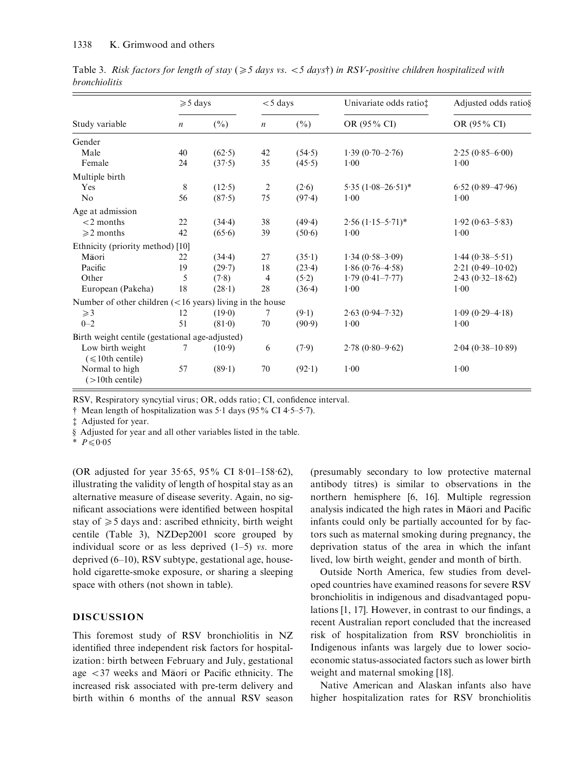Table 3. *Risk factors for length of stay (⩾5 days vs. <5 days†) in RSV-positive children hospitalized with bronchiolitis*

| Study variable | ⩾5 days | | <5 days | | Univariate odds ratio‡ | Adjusted odds ratio§ |
|---|---|---|---|---|---|---|
| | *n* | (%) | *n* | (%) | OR (95% CI) | OR (95% CI) |
| Gender | | | | | | |
| Male | 40 | (62·5) | 42 | (54·5) | 1·39 (0·70–2·76) | 2·25 (0·85–6·00) |
| Female | 24 | (37·5) | 35 | (45·5) | 1·00 | 1·00 |
| Multiple birth | | | | | | |
| Yes | 8 | (12·5) | 2 | (2·6) | 5·35 (1·08–26·51)* | 6·52 (0·89–47·96) |
| No | 56 | (87·5) | 75 | (97·4) | 1·00 | 1·00 |
| Age at admission | | | | | | |
| <2 months | 22 | (34·4) | 38 | (49·4) | 2·56 (1·15–5·71)* | 1·92 (0·63–5·83) |
| ⩾2 months | 42 | (65·6) | 39 | (50·6) | 1·00 | 1·00 |
| Ethnicity (priority method) [10] | | | | | | |
| Māori | 22 | (34·4) | 27 | (35·1) | 1·34 (0·58–3·09) | 1·44 (0·38–5·51) |
| Pacific | 19 | (29·7) | 18 | (23·4) | 1·86 (0·76–4·58) | 2·21 (0·49–10·02) |
| Other | 5 | (7·8) | 4 | (5·2) | 1·79 (0·41–7·77) | 2·43 (0·32–18·62) |
| European (Pakeha) | 18 | (28·1) | 28 | (36·4) | 1·00 | 1·00 |
| Number of other children (<16 years) living in the house | | | | | | |
| ⩾3 | 12 | (19·0) | 7 | (9·1) | 2·63 (0·94–7·32) | 1·09 (0·29–4·18) |
| 0–2 | 51 | (81·0) | 70 | (90·9) | 1·00 | 1·00 |
| Birth weight centile (gestational age-adjusted) | | | | | | |
| Low birth weight (⩽10th centile) | 7 | (10·9) | 6 | (7·9) | 2·78 (0·80–9·62) | 2·04 (0·38–10·89) |
| Normal to high (>10th centile) | 57 | (89·1) | 70 | (92·1) | 1·00 | 1·00 |

RSV, Respiratory syncytial virus; OR, odds ratio; CI, confidence interval.

† Mean length of hospitalization was 5·1 days (95% CI 4·5–5·7).

‡ Adjusted for year.

§ Adjusted for year and all other variables listed in the table.

\* $P \leqslant 0{\cdot}05$

(OR adjusted for year 35·65, 95% CI 8·01–158·62), illustrating the validity of length of hospital stay as an alternative measure of disease severity. Again, no significant associations were identified between hospital stay of ⩾5 days and: ascribed ethnicity, birth weight centile (Table 3), NZDep2001 score grouped by individual score or as less deprived (1–5) *vs.* more deprived (6–10), RSV subtype, gestational age, household cigarette-smoke exposure, or sharing a sleeping space with others (not shown in table).

## DISCUSSION

This foremost study of RSV bronchiolitis in NZ identified three independent risk factors for hospitalization: birth between February and July, gestational age <37 weeks and Māori or Pacific ethnicity. The increased risk associated with pre-term delivery and birth within 6 months of the annual RSV season (presumably secondary to low protective maternal antibody titres) is similar to observations in the northern hemisphere [6, 16]. Multiple regression analysis indicated the high rates in Māori and Pacific infants could only be partially accounted for by factors such as maternal smoking during pregnancy, the deprivation status of the area in which the infant lived, low birth weight, gender and month of birth.

Outside North America, few studies from developed countries have examined reasons for severe RSV bronchiolitis in indigenous and disadvantaged populations [1, 17]. However, in contrast to our findings, a recent Australian report concluded that the increased risk of hospitalization from RSV bronchiolitis in Indigenous infants was largely due to lower socioeconomic status-associated factors such as lower birth weight and maternal smoking [18].

Native American and Alaskan infants also have higher hospitalization rates for RSV bronchiolitis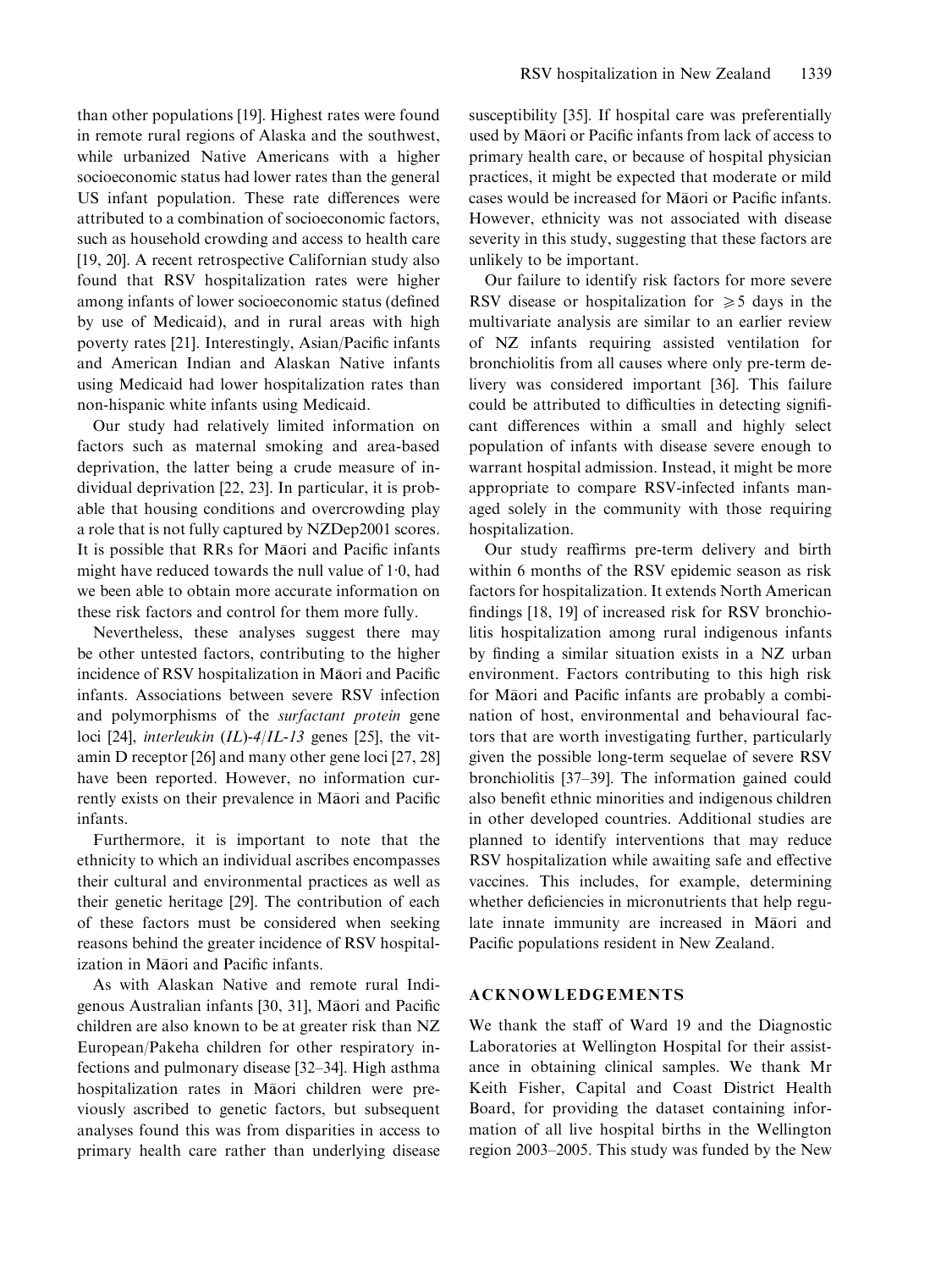than other populations [19]. Highest rates were found in remote rural regions of Alaska and the southwest, while urbanized Native Americans with a higher socioeconomic status had lower rates than the general US infant population. These rate differences were attributed to a combination of socioeconomic factors, such as household crowding and access to health care [19, 20]. A recent retrospective Californian study also found that RSV hospitalization rates were higher among infants of lower socioeconomic status (defined by use of Medicaid), and in rural areas with high poverty rates [21]. Interestingly, Asian/Pacific infants and American Indian and Alaskan Native infants using Medicaid had lower hospitalization rates than non-hispanic white infants using Medicaid.

Our study had relatively limited information on factors such as maternal smoking and area-based deprivation, the latter being a crude measure of individual deprivation [22, 23]. In particular, it is probable that housing conditions and overcrowding play a role that is not fully captured by NZDep2001 scores. It is possible that RRs for Māori and Pacific infants might have reduced towards the null value of 1·0, had we been able to obtain more accurate information on these risk factors and control for them more fully.

Nevertheless, these analyses suggest there may be other untested factors, contributing to the higher incidence of RSV hospitalization in Māori and Pacific infants. Associations between severe RSV infection and polymorphisms of the *surfactant protein* gene loci [24], *interleukin* (*IL*)-*4*/*IL-13* genes [25], the vitamin D receptor [26] and many other gene loci [27, 28] have been reported. However, no information currently exists on their prevalence in Māori and Pacific infants.

Furthermore, it is important to note that the ethnicity to which an individual ascribes encompasses their cultural and environmental practices as well as their genetic heritage [29]. The contribution of each of these factors must be considered when seeking reasons behind the greater incidence of RSV hospitalization in Māori and Pacific infants.

As with Alaskan Native and remote rural Indigenous Australian infants [30, 31], Māori and Pacific children are also known to be at greater risk than NZ European/Pakeha children for other respiratory infections and pulmonary disease [32–34]. High asthma hospitalization rates in Māori children were previously ascribed to genetic factors, but subsequent analyses found this was from disparities in access to primary health care rather than underlying disease susceptibility [35]. If hospital care was preferentially used by Māori or Pacific infants from lack of access to primary health care, or because of hospital physician practices, it might be expected that moderate or mild cases would be increased for Māori or Pacific infants. However, ethnicity was not associated with disease severity in this study, suggesting that these factors are unlikely to be important.

Our failure to identify risk factors for more severe RSV disease or hospitalization for $\geqslant 5$ days in the multivariate analysis are similar to an earlier review of NZ infants requiring assisted ventilation for bronchiolitis from all causes where only pre-term delivery was considered important [36]. This failure could be attributed to difficulties in detecting significant differences within a small and highly select population of infants with disease severe enough to warrant hospital admission. Instead, it might be more appropriate to compare RSV-infected infants managed solely in the community with those requiring hospitalization.

Our study reaffirms pre-term delivery and birth within 6 months of the RSV epidemic season as risk factors for hospitalization. It extends North American findings [18, 19] of increased risk for RSV bronchiolitis hospitalization among rural indigenous infants by finding a similar situation exists in a NZ urban environment. Factors contributing to this high risk for Māori and Pacific infants are probably a combination of host, environmental and behavioural factors that are worth investigating further, particularly given the possible long-term sequelae of severe RSV bronchiolitis [37–39]. The information gained could also benefit ethnic minorities and indigenous children in other developed countries. Additional studies are planned to identify interventions that may reduce RSV hospitalization while awaiting safe and effective vaccines. This includes, for example, determining whether deficiencies in micronutrients that help regulate innate immunity are increased in Māori and Pacific populations resident in New Zealand.

## ACKNOWLEDGEMENTS

We thank the staff of Ward 19 and the Diagnostic Laboratories at Wellington Hospital for their assistance in obtaining clinical samples. We thank Mr Keith Fisher, Capital and Coast District Health Board, for providing the dataset containing information of all live hospital births in the Wellington region 2003–2005. This study was funded by the New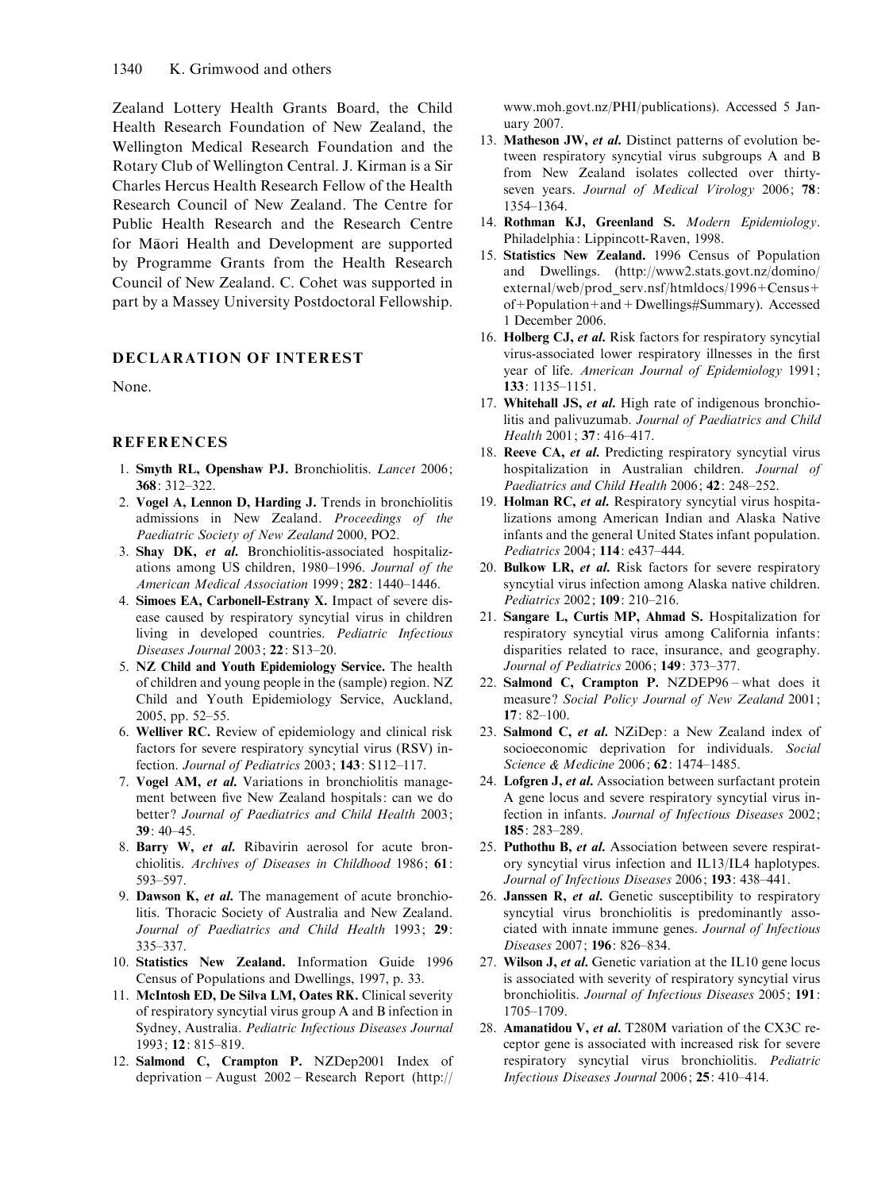Zealand Lottery Health Grants Board, the Child Health Research Foundation of New Zealand, the Wellington Medical Research Foundation and the Rotary Club of Wellington Central. J. Kirman is a Sir Charles Hercus Health Research Fellow of the Health Research Council of New Zealand. The Centre for Public Health Research and the Research Centre for Māori Health and Development are supported by Programme Grants from the Health Research Council of New Zealand. C. Cohet was supported in part by a Massey University Postdoctoral Fellowship.

## DECLARATION OF INTEREST

None.

## REFERENCES

1. **Smyth RL, Openshaw PJ.** Bronchiolitis. *Lancet* 2006; **368**: 312–322.
2. **Vogel A, Lennon D, Harding J.** Trends in bronchiolitis admissions in New Zealand. *Proceedings of the Paediatric Society of New Zealand* 2000, PO2.
3. **Shay DK, *et al.*** Bronchiolitis-associated hospitalizations among US children, 1980–1996. *Journal of the American Medical Association* 1999; **282**: 1440–1446.
4. **Simoes EA, Carbonell-Estrany X.** Impact of severe disease caused by respiratory syncytial virus in children living in developed countries. *Pediatric Infectious Diseases Journal* 2003; **22**: S13–20.
5. **NZ Child and Youth Epidemiology Service.** The health of children and young people in the (sample) region. NZ Child and Youth Epidemiology Service, Auckland, 2005, pp. 52–55.
6. **Welliver RC.** Review of epidemiology and clinical risk factors for severe respiratory syncytial virus (RSV) infection. *Journal of Pediatrics* 2003; **143**: S112–117.
7. **Vogel AM, *et al.*** Variations in bronchiolitis management between five New Zealand hospitals: can we do better? *Journal of Paediatrics and Child Health* 2003; **39**: 40–45.
8. **Barry W, *et al.*** Ribavirin aerosol for acute bronchiolitis. *Archives of Diseases in Childhood* 1986; **61**: 593–597.
9. **Dawson K, *et al.*** The management of acute bronchiolitis. Thoracic Society of Australia and New Zealand. *Journal of Paediatrics and Child Health* 1993; **29**: 335–337.
10. **Statistics New Zealand.** Information Guide 1996 Census of Populations and Dwellings, 1997, p. 33.
11. **McIntosh ED, De Silva LM, Oates RK.** Clinical severity of respiratory syncytial virus group A and B infection in Sydney, Australia. *Pediatric Infectious Diseases Journal* 1993; **12**: 815–819.
12. **Salmond C, Crampton P.** NZDep2001 Index of deprivation – August 2002 – Research Report (http://www.moh.govt.nz/PHI/publications). Accessed 5 January 2007.
13. **Matheson JW, *et al.*** Distinct patterns of evolution between respiratory syncytial virus subgroups A and B from New Zealand isolates collected over thirty-seven years. *Journal of Medical Virology* 2006; **78**: 1354–1364.
14. **Rothman KJ, Greenland S.** *Modern Epidemiology*. Philadelphia: Lippincott-Raven, 1998.
15. **Statistics New Zealand.** 1996 Census of Population and Dwellings. (http://www2.stats.govt.nz/domino/external/web/prod_serv.nsf/htmldocs/1996+Census+of+Population+and+Dwellings#Summary). Accessed 1 December 2006.
16. **Holberg CJ, *et al.*** Risk factors for respiratory syncytial virus-associated lower respiratory illnesses in the first year of life. *American Journal of Epidemiology* 1991; **133**: 1135–1151.
17. **Whitehall JS, *et al.*** High rate of indigenous bronchiolitis and palivuzumab. *Journal of Paediatrics and Child Health* 2001; **37**: 416–417.
18. **Reeve CA, *et al.*** Predicting respiratory syncytial virus hospitalization in Australian children. *Journal of Paediatrics and Child Health* 2006; **42**: 248–252.
19. **Holman RC, *et al.*** Respiratory syncytial virus hospitalizations among American Indian and Alaska Native infants and the general United States infant population. *Pediatrics* 2004; **114**: e437–444.
20. **Bulkow LR, *et al.*** Risk factors for severe respiratory syncytial virus infection among Alaska native children. *Pediatrics* 2002; **109**: 210–216.
21. **Sangare L, Curtis MP, Ahmad S.** Hospitalization for respiratory syncytial virus among California infants: disparities related to race, insurance, and geography. *Journal of Pediatrics* 2006; **149**: 373–377.
22. **Salmond C, Crampton P.** NZDEP96 – what does it measure? *Social Policy Journal of New Zealand* 2001; **17**: 82–100.
23. **Salmond C, *et al.*** NZiDep: a New Zealand index of socioeconomic deprivation for individuals. *Social Science & Medicine* 2006; **62**: 1474–1485.
24. **Lofgren J, *et al.*** Association between surfactant protein A gene locus and severe respiratory syncytial virus infection in infants. *Journal of Infectious Diseases* 2002; **185**: 283–289.
25. **Puthothu B, *et al.*** Association between severe respiratory syncytial virus infection and IL13/IL4 haplotypes. *Journal of Infectious Diseases* 2006; **193**: 438–441.
26. **Janssen R, *et al.*** Genetic susceptibility to respiratory syncytial virus bronchiolitis is predominantly associated with innate immune genes. *Journal of Infectious Diseases* 2007; **196**: 826–834.
27. **Wilson J, *et al.*** Genetic variation at the IL10 gene locus is associated with severity of respiratory syncytial virus bronchiolitis. *Journal of Infectious Diseases* 2005; **191**: 1705–1709.
28. **Amanatidou V, *et al.*** T280M variation of the CX3C receptor gene is associated with increased risk for severe respiratory syncytial virus bronchiolitis. *Pediatric Infectious Diseases Journal* 2006; **25**: 410–414.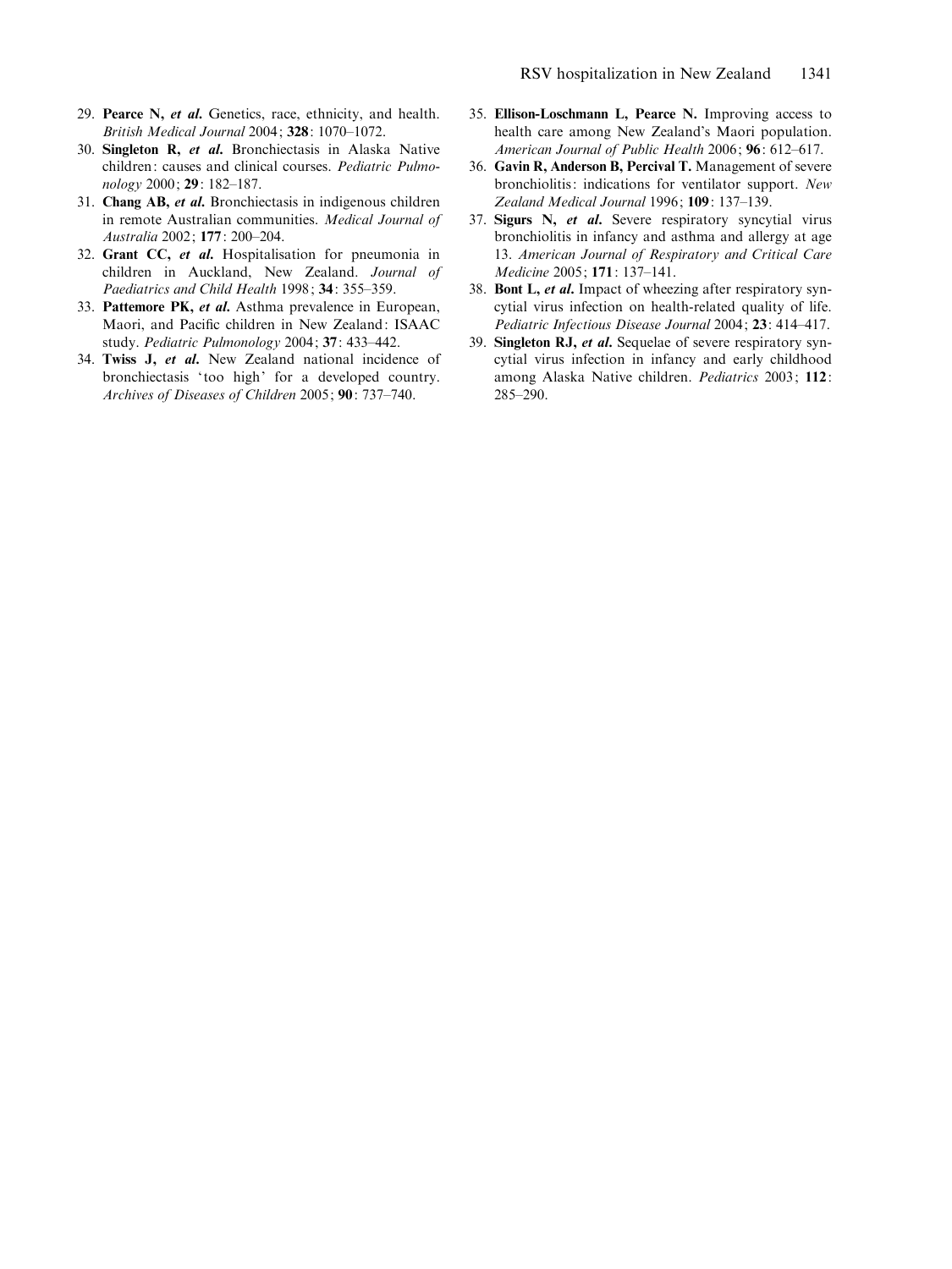29. **Pearce N, *et al*.** Genetics, race, ethnicity, and health. *British Medical Journal* 2004; **328**: 1070–1072.
30. **Singleton R, *et al*.** Bronchiectasis in Alaska Native children: causes and clinical courses. *Pediatric Pulmonology* 2000; **29**: 182–187.
31. **Chang AB, *et al*.** Bronchiectasis in indigenous children in remote Australian communities. *Medical Journal of Australia* 2002; **177**: 200–204.
32. **Grant CC, *et al*.** Hospitalisation for pneumonia in children in Auckland, New Zealand. *Journal of Paediatrics and Child Health* 1998; **34**: 355–359.
33. **Pattemore PK, *et al*.** Asthma prevalence in European, Maori, and Pacific children in New Zealand: ISAAC study. *Pediatric Pulmonology* 2004; **37**: 433–442.
34. **Twiss J, *et al*.** New Zealand national incidence of bronchiectasis 'too high' for a developed country. *Archives of Diseases of Children* 2005; **90**: 737–740.
35. **Ellison-Loschmann L, Pearce N.** Improving access to health care among New Zealand's Maori population. *American Journal of Public Health* 2006; **96**: 612–617.
36. **Gavin R, Anderson B, Percival T.** Management of severe bronchiolitis: indications for ventilator support. *New Zealand Medical Journal* 1996; **109**: 137–139.
37. **Sigurs N, *et al*.** Severe respiratory syncytial virus bronchiolitis in infancy and asthma and allergy at age 13. *American Journal of Respiratory and Critical Care Medicine* 2005; **171**: 137–141.
38. **Bont L, *et al*.** Impact of wheezing after respiratory syncytial virus infection on health-related quality of life. *Pediatric Infectious Disease Journal* 2004; **23**: 414–417.
39. **Singleton RJ, *et al*.** Sequelae of severe respiratory syncytial virus infection in infancy and early childhood among Alaska Native children. *Pediatrics* 2003; **112**: 285–290.